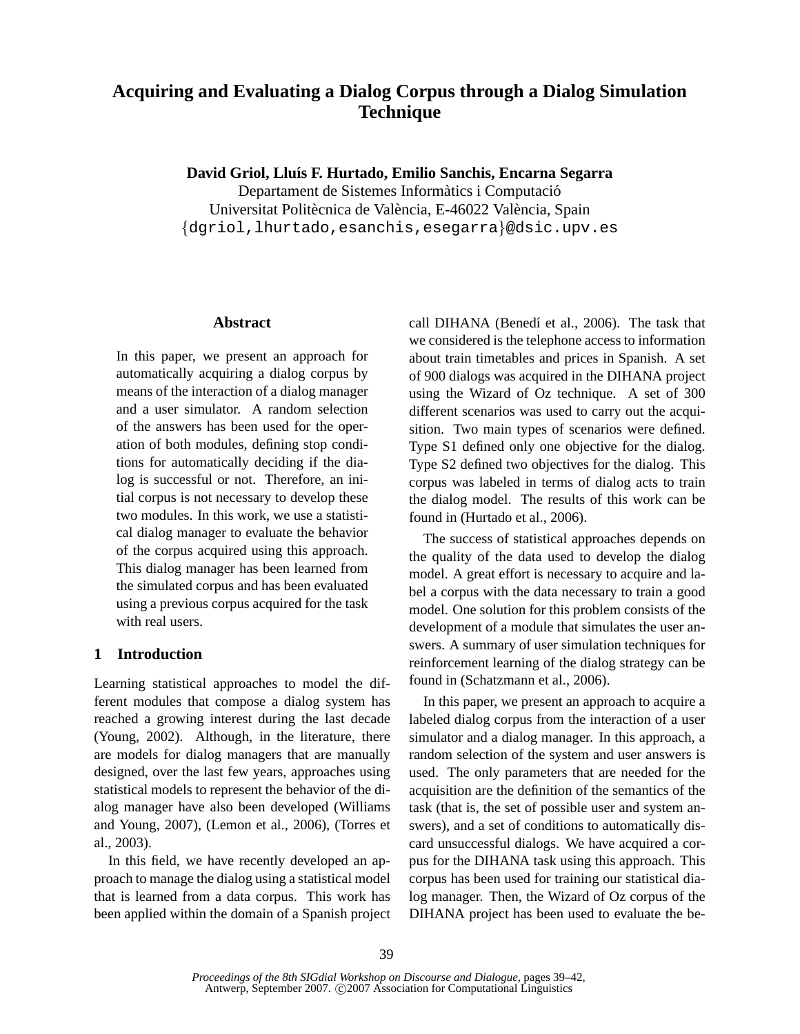# Acquiring and Evaluating a Dialog Corpus through a Dialog Simulation Technique

**David Griol, Lluís F. Hurtado, Emilio Sanchis, Encarna Segarra**
Departament de Sistemes Informàtics i Computació
Universitat Politècnica de València, E-46022 València, Spain
{dgriol,lhurtado,esanchis,esegarra}@dsic.upv.es

## Abstract

In this paper, we present an approach for automatically acquiring a dialog corpus by means of the interaction of a dialog manager and a user simulator. A random selection of the answers has been used for the operation of both modules, defining stop conditions for automatically deciding if the dialog is successful or not. Therefore, an initial corpus is not necessary to develop these two modules. In this work, we use a statistical dialog manager to evaluate the behavior of the corpus acquired using this approach. This dialog manager has been learned from the simulated corpus and has been evaluated using a previous corpus acquired for the task with real users.

## 1 Introduction

Learning statistical approaches to model the different modules that compose a dialog system has reached a growing interest during the last decade (Young, 2002). Although, in the literature, there are models for dialog managers that are manually designed, over the last few years, approaches using statistical models to represent the behavior of the dialog manager have also been developed (Williams and Young, 2007), (Lemon et al., 2006), (Torres et al., 2003).

In this field, we have recently developed an approach to manage the dialog using a statistical model that is learned from a data corpus. This work has been applied within the domain of a Spanish project call DIHANA (Benedí et al., 2006). The task that we considered is the telephone access to information about train timetables and prices in Spanish. A set of 900 dialogs was acquired in the DIHANA project using the Wizard of Oz technique. A set of 300 different scenarios was used to carry out the acquisition. Two main types of scenarios were defined. Type S1 defined only one objective for the dialog. Type S2 defined two objectives for the dialog. This corpus was labeled in terms of dialog acts to train the dialog model. The results of this work can be found in (Hurtado et al., 2006).

The success of statistical approaches depends on the quality of the data used to develop the dialog model. A great effort is necessary to acquire and label a corpus with the data necessary to train a good model. One solution for this problem consists of the development of a module that simulates the user answers. A summary of user simulation techniques for reinforcement learning of the dialog strategy can be found in (Schatzmann et al., 2006).

In this paper, we present an approach to acquire a labeled dialog corpus from the interaction of a user simulator and a dialog manager. In this approach, a random selection of the system and user answers is used. The only parameters that are needed for the acquisition are the definition of the semantics of the task (that is, the set of possible user and system answers), and a set of conditions to automatically discard unsuccessful dialogs. We have acquired a corpus for the DIHANA task using this approach. This corpus has been used for training our statistical dialog manager. Then, the Wizard of Oz corpus of the DIHANA project has been used to evaluate the be-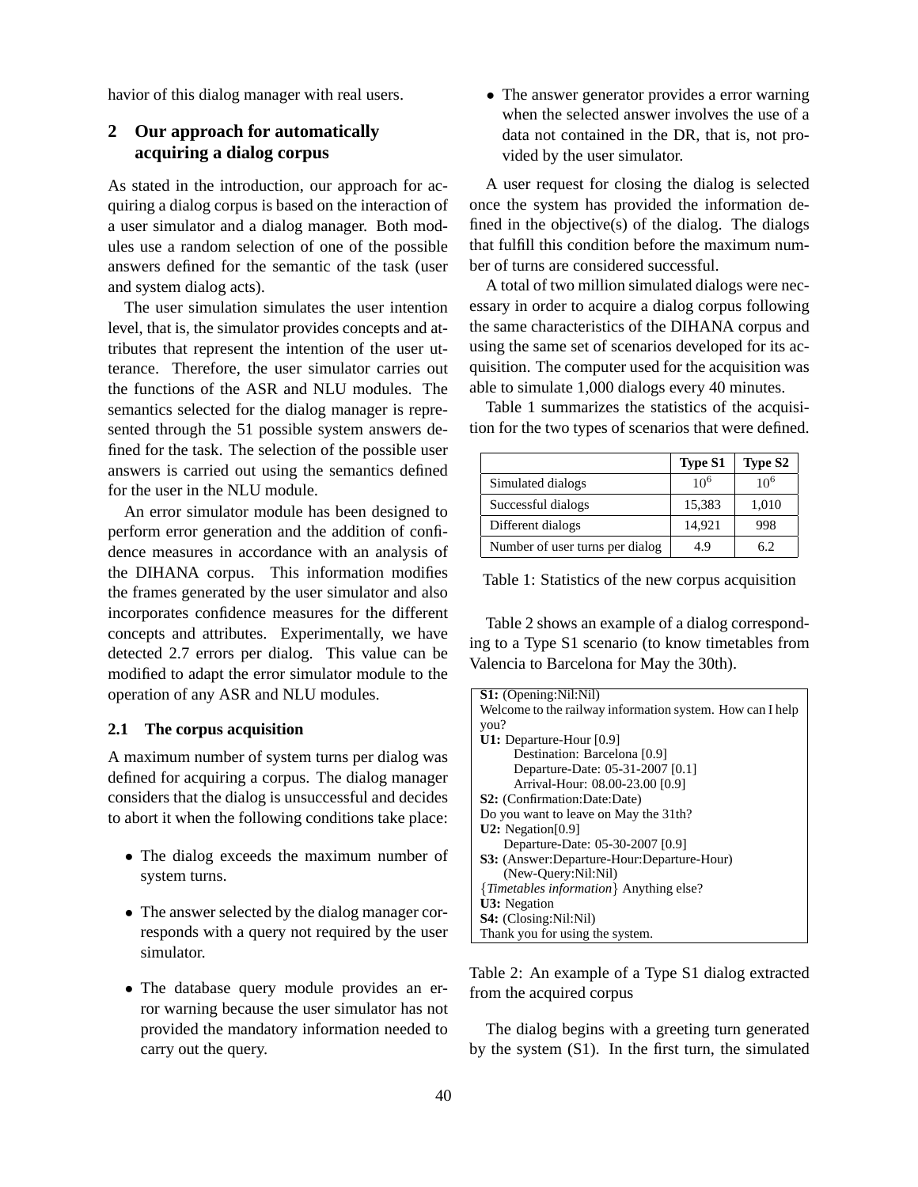havior of this dialog manager with real users.

## 2 Our approach for automatically acquiring a dialog corpus

As stated in the introduction, our approach for acquiring a dialog corpus is based on the interaction of a user simulator and a dialog manager. Both modules use a random selection of one of the possible answers defined for the semantic of the task (user and system dialog acts).

The user simulation simulates the user intention level, that is, the simulator provides concepts and attributes that represent the intention of the user utterance. Therefore, the user simulator carries out the functions of the ASR and NLU modules. The semantics selected for the dialog manager is represented through the 51 possible system answers defined for the task. The selection of the possible user answers is carried out using the semantics defined for the user in the NLU module.

An error simulator module has been designed to perform error generation and the addition of confidence measures in accordance with an analysis of the DIHANA corpus. This information modifies the frames generated by the user simulator and also incorporates confidence measures for the different concepts and attributes. Experimentally, we have detected 2.7 errors per dialog. This value can be modified to adapt the error simulator module to the operation of any ASR and NLU modules.

### 2.1 The corpus acquisition

A maximum number of system turns per dialog was defined for acquiring a corpus. The dialog manager considers that the dialog is unsuccessful and decides to abort it when the following conditions take place:

- The dialog exceeds the maximum number of system turns.
- The answer selected by the dialog manager corresponds with a query not required by the user simulator.
- The database query module provides an error warning because the user simulator has not provided the mandatory information needed to carry out the query.
- The answer generator provides a error warning when the selected answer involves the use of a data not contained in the DR, that is, not provided by the user simulator.

A user request for closing the dialog is selected once the system has provided the information defined in the objective(s) of the dialog. The dialogs that fulfill this condition before the maximum number of turns are considered successful.

A total of two million simulated dialogs were necessary in order to acquire a dialog corpus following the same characteristics of the DIHANA corpus and using the same set of scenarios developed for its acquisition. The computer used for the acquisition was able to simulate 1,000 dialogs every 40 minutes.

Table 1 summarizes the statistics of the acquisition for the two types of scenarios that were defined.

| | **Type S1** | **Type S2** |
|---|---|---|
| Simulated dialogs | $10^6$ | $10^6$ |
| Successful dialogs | 15,383 | 1,010 |
| Different dialogs | 14,921 | 998 |
| Number of user turns per dialog | 4.9 | 6.2 |

Table 1: Statistics of the new corpus acquisition

Table 2 shows an example of a dialog corresponding to a Type S1 scenario (to know timetables from Valencia to Barcelona for May the 30th).

| |
|---|
| **S1:** (Opening:Nil:Nil) |
| Welcome to the railway information system. How can I help you? |
| **U1:** Departure-Hour [0.9] |
| Destination: Barcelona [0.9] |
| Departure-Date: 05-31-2007 [0.1] |
| Arrival-Hour: 08.00-23.00 [0.9] |
| **S2:** (Confirmation:Date:Date) |
| Do you want to leave on May the 31th? |
| **U2:** Negation[0.9] |
| Departure-Date: 05-30-2007 [0.9] |
| **S3:** (Answer:Departure-Hour:Departure-Hour) |
| (New-Query:Nil:Nil) |
| {*Timetables information*} Anything else? |
| **U3:** Negation |
| **S4:** (Closing:Nil:Nil) |
| Thank you for using the system. |

Table 2: An example of a Type S1 dialog extracted from the acquired corpus

The dialog begins with a greeting turn generated by the system (S1). In the first turn, the simulated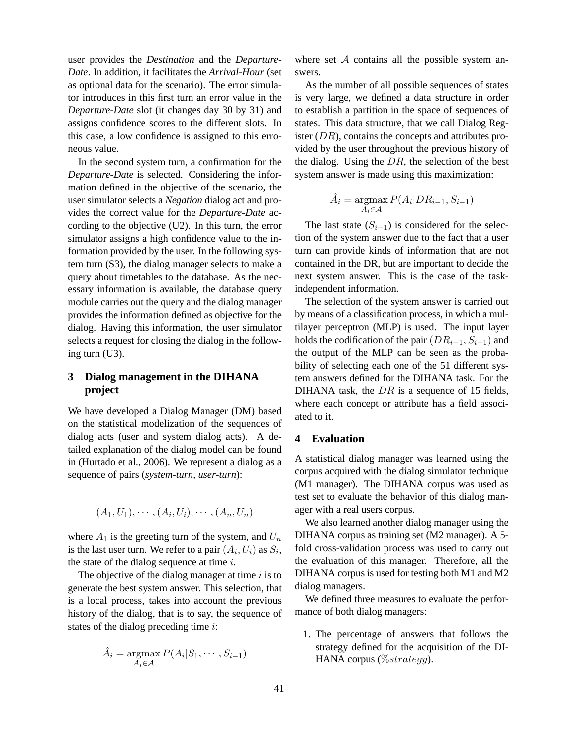user provides the *Destination* and the *Departure-Date*. In addition, it facilitates the *Arrival-Hour* (set as optional data for the scenario). The error simulator introduces in this first turn an error value in the *Departure-Date* slot (it changes day 30 by 31) and assigns confidence scores to the different slots. In this case, a low confidence is assigned to this erroneous value.

In the second system turn, a confirmation for the *Departure-Date* is selected. Considering the information defined in the objective of the scenario, the user simulator selects a *Negation* dialog act and provides the correct value for the *Departure-Date* according to the objective (U2). In this turn, the error simulator assigns a high confidence value to the information provided by the user. In the following system turn (S3), the dialog manager selects to make a query about timetables to the database. As the necessary information is available, the database query module carries out the query and the dialog manager provides the information defined as objective for the dialog. Having this information, the user simulator selects a request for closing the dialog in the following turn (U3).

## 3 Dialog management in the DIHANA project

We have developed a Dialog Manager (DM) based on the statistical modelization of the sequences of dialog acts (user and system dialog acts). A detailed explanation of the dialog model can be found in (Hurtado et al., 2006). We represent a dialog as a sequence of pairs (*system-turn, user-turn*):

$$(A_1, U_1), \cdots, (A_i, U_i), \cdots, (A_n, U_n)$$

where $A_1$ is the greeting turn of the system, and $U_n$ is the last user turn. We refer to a pair $(A_i, U_i)$ as $S_i$, the state of the dialog sequence at time $i$.

The objective of the dialog manager at time $i$ is to generate the best system answer. This selection, that is a local process, takes into account the previous history of the dialog, that is to say, the sequence of states of the dialog preceding time $i$:

$$\hat{A}_i = \operatorname*{argmax}_{A_i \in \mathcal{A}} P(A_i | S_1, \cdots, S_{i-1})$$

where set $\mathcal{A}$ contains all the possible system answers.

As the number of all possible sequences of states is very large, we defined a data structure in order to establish a partition in the space of sequences of states. This data structure, that we call Dialog Register ($DR$), contains the concepts and attributes provided by the user throughout the previous history of the dialog. Using the $DR$, the selection of the best system answer is made using this maximization:

$$\hat{A}_i = \operatorname*{argmax}_{A_i \in \mathcal{A}} P(A_i | DR_{i-1}, S_{i-1})$$

The last state ($S_{i-1}$) is considered for the selection of the system answer due to the fact that a user turn can provide kinds of information that are not contained in the DR, but are important to decide the next system answer. This is the case of the task-independent information.

The selection of the system answer is carried out by means of a classification process, in which a multilayer perceptron (MLP) is used. The input layer holds the codification of the pair $(DR_{i-1}, S_{i-1})$ and the output of the MLP can be seen as the probability of selecting each one of the 51 different system answers defined for the DIHANA task. For the DIHANA task, the $DR$ is a sequence of 15 fields, where each concept or attribute has a field associated to it.

## 4 Evaluation

A statistical dialog manager was learned using the corpus acquired with the dialog simulator technique (M1 manager). The DIHANA corpus was used as test set to evaluate the behavior of this dialog manager with a real users corpus.

We also learned another dialog manager using the DIHANA corpus as training set (M2 manager). A 5-fold cross-validation process was used to carry out the evaluation of this manager. Therefore, all the DIHANA corpus is used for testing both M1 and M2 dialog managers.

We defined three measures to evaluate the performance of both dialog managers:

1. The percentage of answers that follows the strategy defined for the acquisition of the DIHANA corpus ($\%strategy$).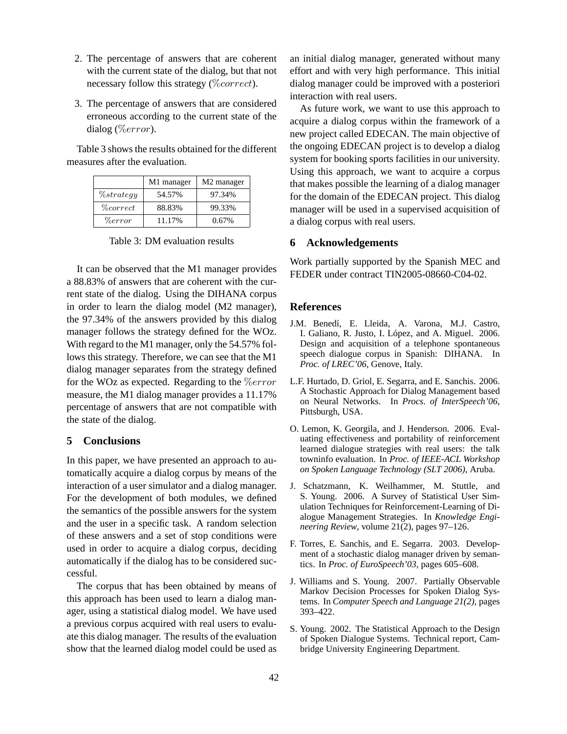2. The percentage of answers that are coherent with the current state of the dialog, but that not necessary follow this strategy ($\%correct$).

3. The percentage of answers that are considered erroneous according to the current state of the dialog ($\%error$).

Table 3 shows the results obtained for the different measures after the evaluation.

| | M1 manager | M2 manager |
|---|---|---|
| $\%strategy$ | 54.57% | 97.34% |
| $\%correct$ | 88.83% | 99.33% |
| $\%error$ | 11.17% | 0.67% |

Table 3: DM evaluation results

It can be observed that the M1 manager provides a 88.83% of answers that are coherent with the current state of the dialog. Using the DIHANA corpus in order to learn the dialog model (M2 manager), the 97.34% of the answers provided by this dialog manager follows the strategy defined for the WOz. With regard to the M1 manager, only the 54.57% follows this strategy. Therefore, we can see that the M1 dialog manager separates from the strategy defined for the WOz as expected. Regarding to the $\%error$ measure, the M1 dialog manager provides a 11.17% percentage of answers that are not compatible with the state of the dialog.

## 5 Conclusions

In this paper, we have presented an approach to automatically acquire a dialog corpus by means of the interaction of a user simulator and a dialog manager. For the development of both modules, we defined the semantics of the possible answers for the system and the user in a specific task. A random selection of these answers and a set of stop conditions were used in order to acquire a dialog corpus, deciding automatically if the dialog has to be considered successful.

The corpus that has been obtained by means of this approach has been used to learn a dialog manager, using a statistical dialog model. We have used a previous corpus acquired with real users to evaluate this dialog manager. The results of the evaluation show that the learned dialog model could be used as an initial dialog manager, generated without many effort and with very high performance. This initial dialog manager could be improved with a posteriori interaction with real users.

As future work, we want to use this approach to acquire a dialog corpus within the framework of a new project called EDECAN. The main objective of the ongoing EDECAN project is to develop a dialog system for booking sports facilities in our university. Using this approach, we want to acquire a corpus that makes possible the learning of a dialog manager for the domain of the EDECAN project. This dialog manager will be used in a supervised acquisition of a dialog corpus with real users.

## 6 Acknowledgements

Work partially supported by the Spanish MEC and FEDER under contract TIN2005-08660-C04-02.

## References

J.M. Benedí, E. Lleida, A. Varona, M.J. Castro, I. Galiano, R. Justo, I. López, and A. Miguel. 2006. Design and acquisition of a telephone spontaneous speech dialogue corpus in Spanish: DIHANA. In *Proc. of LREC'06*, Genove, Italy.

L.F. Hurtado, D. Griol, E. Segarra, and E. Sanchis. 2006. A Stochastic Approach for Dialog Management based on Neural Networks. In *Procs. of InterSpeech'06*, Pittsburgh, USA.

O. Lemon, K. Georgila, and J. Henderson. 2006. Evaluating effectiveness and portability of reinforcement learned dialogue strategies with real users: the talk towninfo evaluation. In *Proc. of IEEE-ACL Workshop on Spoken Language Technology (SLT 2006)*, Aruba.

J. Schatzmann, K. Weilhammer, M. Stuttle, and S. Young. 2006. A Survey of Statistical User Simulation Techniques for Reinforcement-Learning of Dialogue Management Strategies. In *Knowledge Engineering Review*, volume 21(2), pages 97–126.

F. Torres, E. Sanchis, and E. Segarra. 2003. Development of a stochastic dialog manager driven by semantics. In *Proc. of EuroSpeech'03*, pages 605–608.

J. Williams and S. Young. 2007. Partially Observable Markov Decision Processes for Spoken Dialog Systems. In *Computer Speech and Language 21(2)*, pages 393–422.

S. Young. 2002. The Statistical Approach to the Design of Spoken Dialogue Systems. Technical report, Cambridge University Engineering Department.